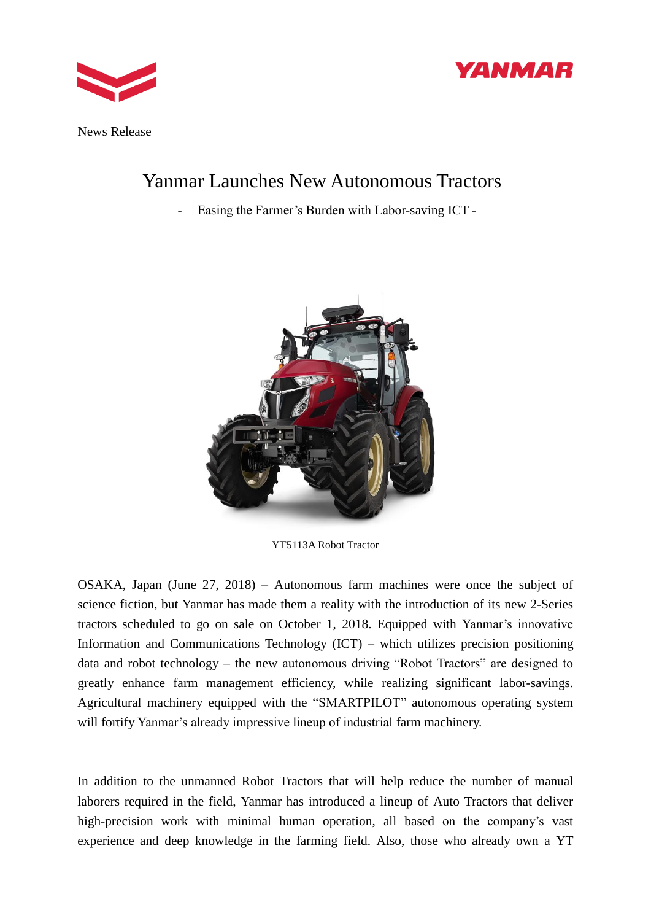News Release

# Yanmar Launches New Autonomous Tractors

- Easing the Farmer's Burden with Labor-saving ICT -

YT5113A Robot Tractor

OSAKA, Japan (June 27, 2018) – Autonomous farm machines were once the subject of science fiction, but Yanmar has made them a reality with the introduction of its new 2-Series tractors scheduled to go on sale on October 1, 2018. Equipped with Yanmar's innovative Information and Communications Technology (ICT) – which utilizes precision positioning data and robot technology – the new autonomous driving "Robot Tractors" are designed to greatly enhance farm management efficiency, while realizing significant labor-savings. Agricultural machinery equipped with the "SMARTPILOT" autonomous operating system will fortify Yanmar's already impressive lineup of industrial farm machinery.

In addition to the unmanned Robot Tractors that will help reduce the number of manual laborers required in the field, Yanmar has introduced a lineup of Auto Tractors that deliver high-precision work with minimal human operation, all based on the company's vast experience and deep knowledge in the farming field. Also, those who already own a YT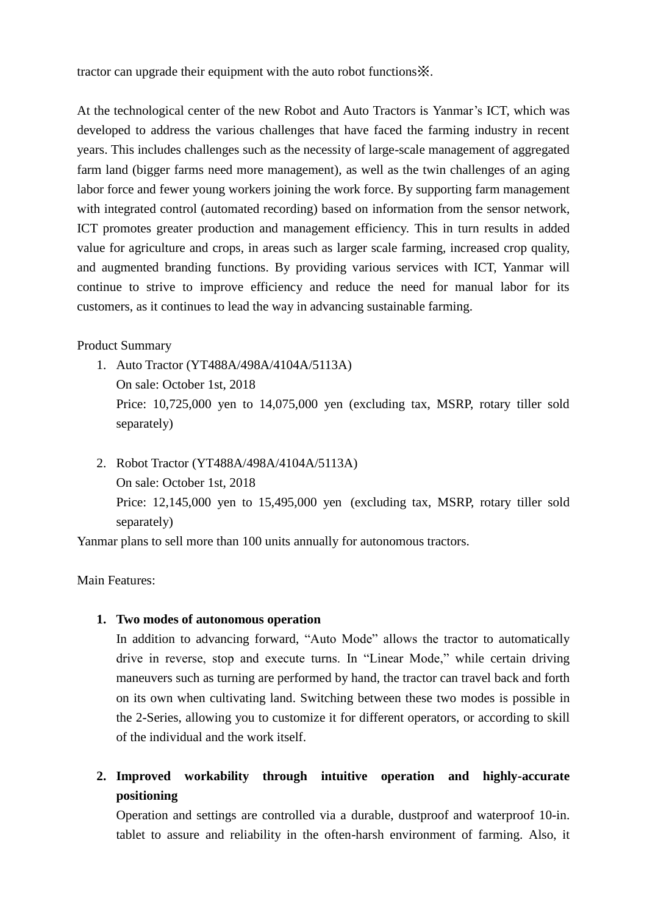tractor can upgrade their equipment with the auto robot functions※.

At the technological center of the new Robot and Auto Tractors is Yanmar's ICT, which was developed to address the various challenges that have faced the farming industry in recent years. This includes challenges such as the necessity of large-scale management of aggregated farm land (bigger farms need more management), as well as the twin challenges of an aging labor force and fewer young workers joining the work force. By supporting farm management with integrated control (automated recording) based on information from the sensor network, ICT promotes greater production and management efficiency. This in turn results in added value for agriculture and crops, in areas such as larger scale farming, increased crop quality, and augmented branding functions. By providing various services with ICT, Yanmar will continue to strive to improve efficiency and reduce the need for manual labor for its customers, as it continues to lead the way in advancing sustainable farming.

Product Summary

1. Auto Tractor (YT488A/498A/4104A/5113A)
   On sale: October 1st, 2018
   Price: 10,725,000 yen to 14,075,000 yen (excluding tax, MSRP, rotary tiller sold separately)

2. Robot Tractor (YT488A/498A/4104A/5113A)
   On sale: October 1st, 2018
   Price: 12,145,000 yen to 15,495,000 yen (excluding tax, MSRP, rotary tiller sold separately)

Yanmar plans to sell more than 100 units annually for autonomous tractors.

Main Features:

1. **Two modes of autonomous operation**
   In addition to advancing forward, "Auto Mode" allows the tractor to automatically drive in reverse, stop and execute turns. In "Linear Mode," while certain driving maneuvers such as turning are performed by hand, the tractor can travel back and forth on its own when cultivating land. Switching between these two modes is possible in the 2-Series, allowing you to customize it for different operators, or according to skill of the individual and the work itself.

2. **Improved workability through intuitive operation and highly-accurate positioning**
   Operation and settings are controlled via a durable, dustproof and waterproof 10-in. tablet to assure and reliability in the often-harsh environment of farming. Also, it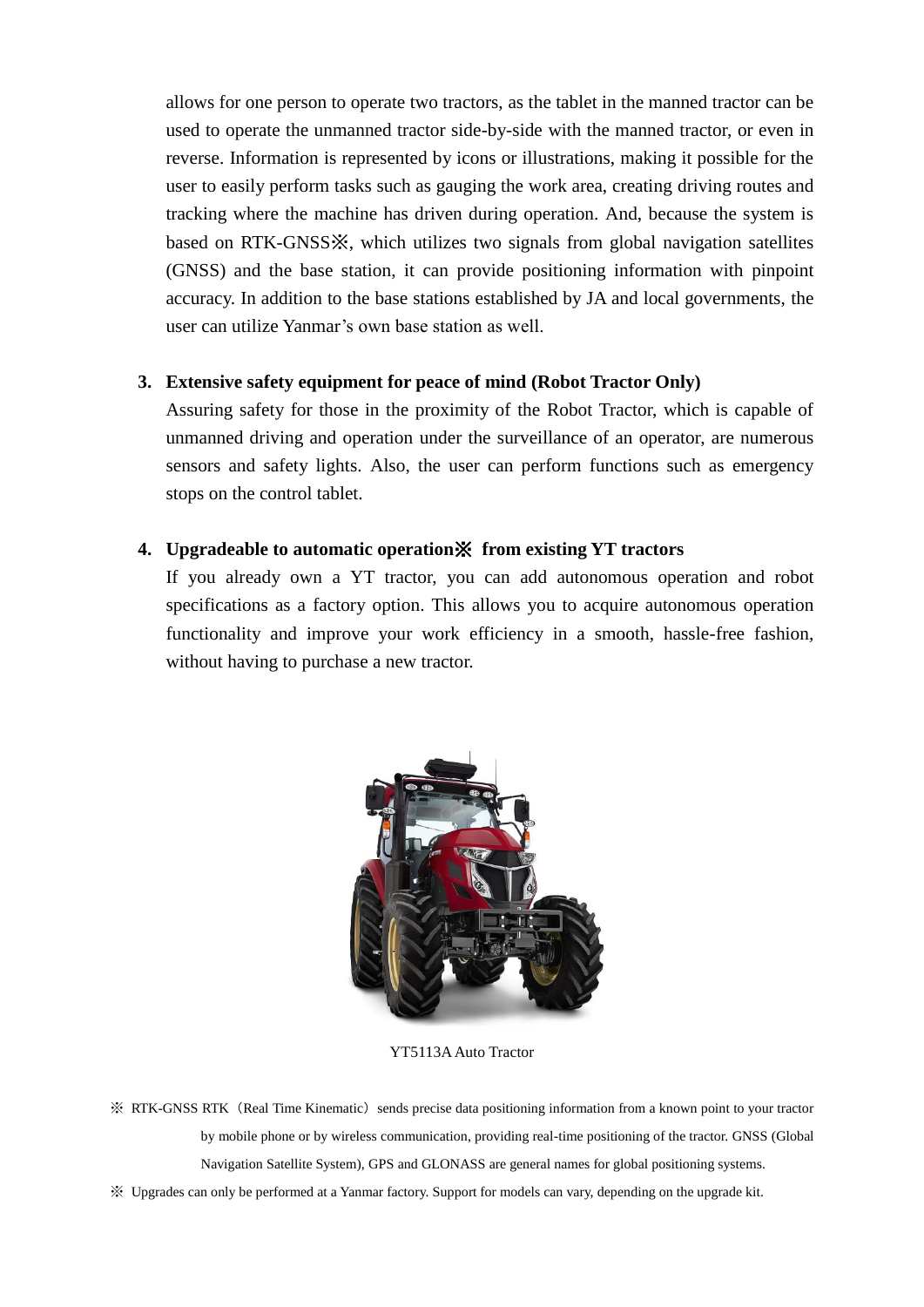allows for one person to operate two tractors, as the tablet in the manned tractor can be used to operate the unmanned tractor side-by-side with the manned tractor, or even in reverse. Information is represented by icons or illustrations, making it possible for the user to easily perform tasks such as gauging the work area, creating driving routes and tracking where the machine has driven during operation. And, because the system is based on RTK-GNSS※, which utilizes two signals from global navigation satellites (GNSS) and the base station, it can provide positioning information with pinpoint accuracy. In addition to the base stations established by JA and local governments, the user can utilize Yanmar's own base station as well.

3. **Extensive safety equipment for peace of mind (Robot Tractor Only)**
   Assuring safety for those in the proximity of the Robot Tractor, which is capable of unmanned driving and operation under the surveillance of an operator, are numerous sensors and safety lights. Also, the user can perform functions such as emergency stops on the control tablet.

4. **Upgradeable to automatic operation※ from existing YT tractors**
   If you already own a YT tractor, you can add autonomous operation and robot specifications as a factory option. This allows you to acquire autonomous operation functionality and improve your work efficiency in a smooth, hassle-free fashion, without having to purchase a new tractor.

YT5113A Auto Tractor

※ RTK-GNSS RTK（Real Time Kinematic）sends precise data positioning information from a known point to your tractor by mobile phone or by wireless communication, providing real-time positioning of the tractor. GNSS (Global Navigation Satellite System), GPS and GLONASS are general names for global positioning systems.

※ Upgrades can only be performed at a Yanmar factory. Support for models can vary, depending on the upgrade kit.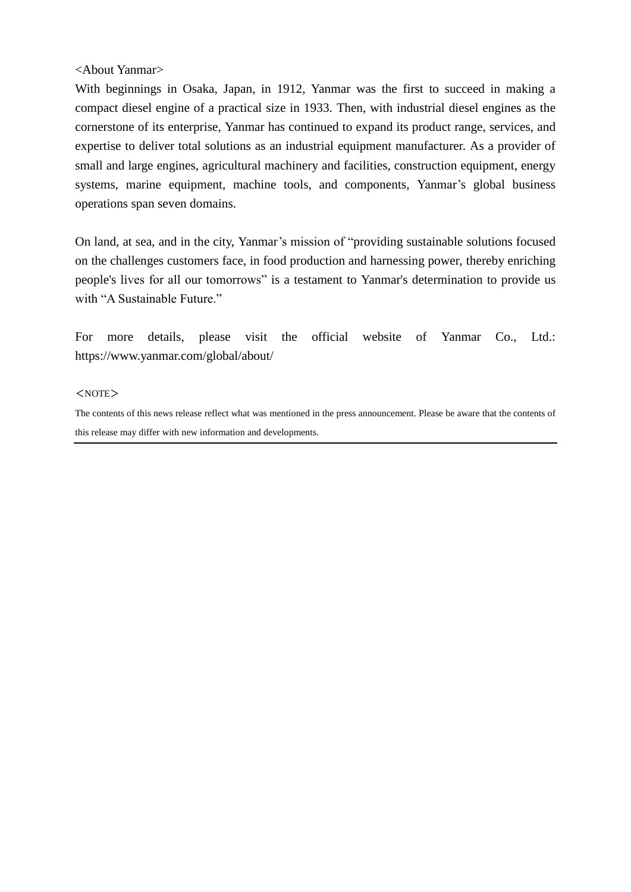<About Yanmar>

With beginnings in Osaka, Japan, in 1912, Yanmar was the first to succeed in making a compact diesel engine of a practical size in 1933. Then, with industrial diesel engines as the cornerstone of its enterprise, Yanmar has continued to expand its product range, services, and expertise to deliver total solutions as an industrial equipment manufacturer. As a provider of small and large engines, agricultural machinery and facilities, construction equipment, energy systems, marine equipment, machine tools, and components, Yanmar's global business operations span seven domains.

On land, at sea, and in the city, Yanmar's mission of "providing sustainable solutions focused on the challenges customers face, in food production and harnessing power, thereby enriching people's lives for all our tomorrows" is a testament to Yanmar's determination to provide us with "A Sustainable Future."

For more details, please visit the official website of Yanmar Co., Ltd.: https://www.yanmar.com/global/about/

＜NOTE＞

The contents of this news release reflect what was mentioned in the press announcement. Please be aware that the contents of this release may differ with new information and developments.